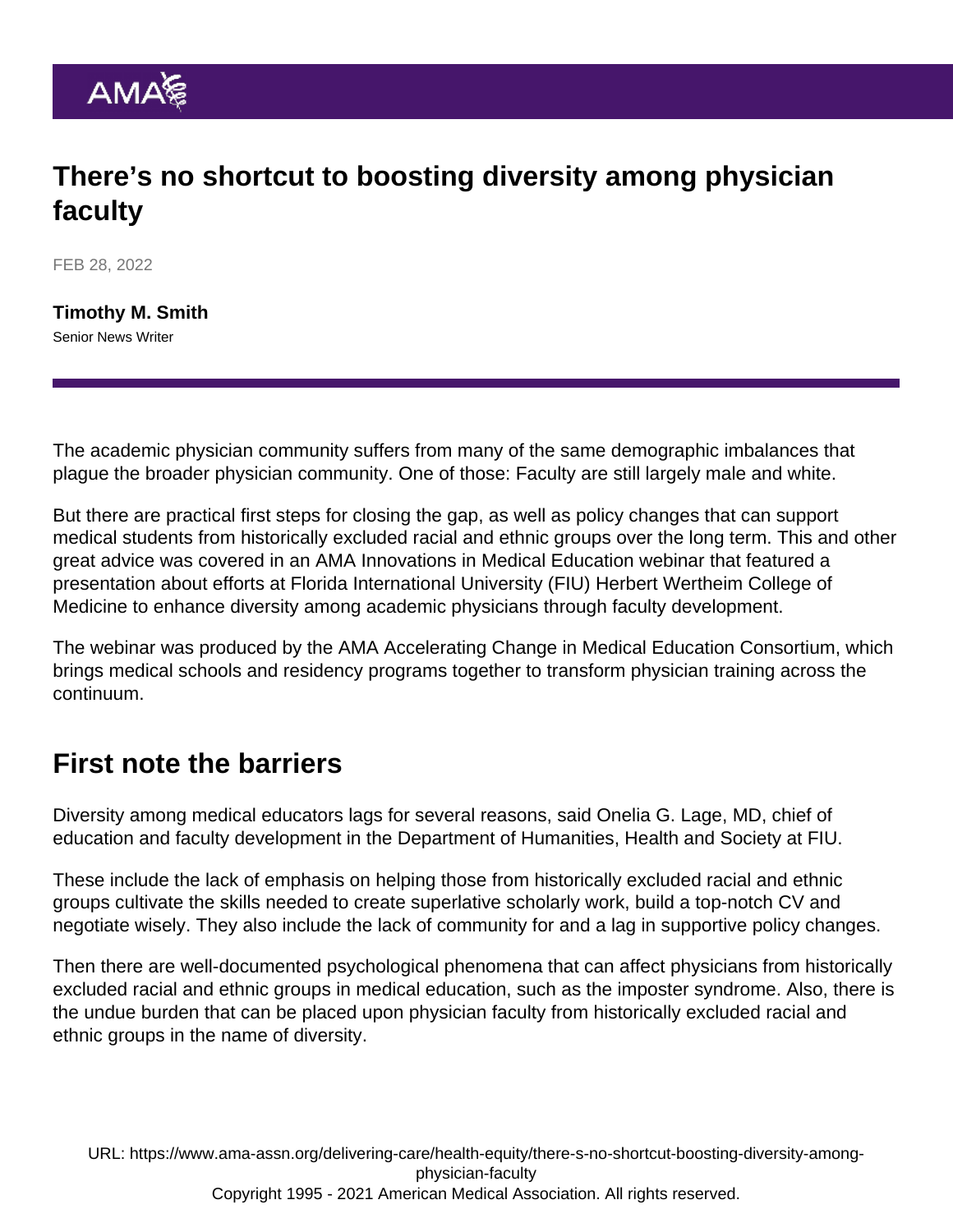# There's no shortcut to boosting diversity among physician faculty

FEB 28, 2022

**Timothy M. Smith**
Senior News Writer

The academic physician community suffers from many of the same demographic imbalances that plague the broader physician community. One of those: Faculty are still largely male and white.

But there are practical first steps for closing the gap, as well as policy changes that can support medical students from historically excluded racial and ethnic groups over the long term. This and other great advice was covered in an AMA Innovations in Medical Education webinar that featured a presentation about efforts at Florida International University (FIU) Herbert Wertheim College of Medicine to enhance diversity among academic physicians through faculty development.

The webinar was produced by the AMA Accelerating Change in Medical Education Consortium, which brings medical schools and residency programs together to transform physician training across the continuum.

## First note the barriers

Diversity among medical educators lags for several reasons, said Onelia G. Lage, MD, chief of education and faculty development in the Department of Humanities, Health and Society at FIU.

These include the lack of emphasis on helping those from historically excluded racial and ethnic groups cultivate the skills needed to create superlative scholarly work, build a top-notch CV and negotiate wisely. They also include the lack of community for and a lag in supportive policy changes.

Then there are well-documented psychological phenomena that can affect physicians from historically excluded racial and ethnic groups in medical education, such as the imposter syndrome. Also, there is the undue burden that can be placed upon physician faculty from historically excluded racial and ethnic groups in the name of diversity.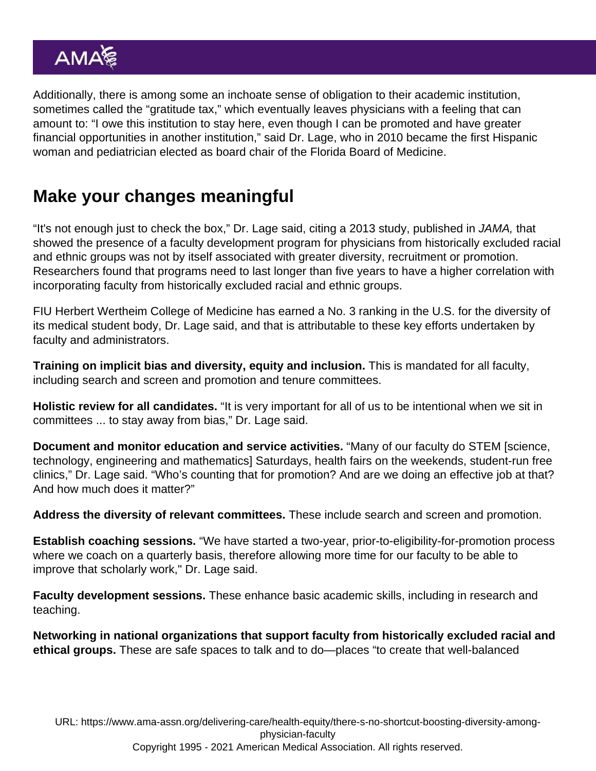Additionally, there is among some an inchoate sense of obligation to their academic institution, sometimes called the "gratitude tax," which eventually leaves physicians with a feeling that can amount to: "I owe this institution to stay here, even though I can be promoted and have greater financial opportunities in another institution," said Dr. Lage, who in 2010 became the first Hispanic woman and pediatrician elected as board chair of the Florida Board of Medicine.

## Make your changes meaningful

"It's not enough just to check the box," Dr. Lage said, citing a 2013 study, published in *JAMA,* that showed the presence of a faculty development program for physicians from historically excluded racial and ethnic groups was not by itself associated with greater diversity, recruitment or promotion. Researchers found that programs need to last longer than five years to have a higher correlation with incorporating faculty from historically excluded racial and ethnic groups.

FIU Herbert Wertheim College of Medicine has earned a No. 3 ranking in the U.S. for the diversity of its medical student body, Dr. Lage said, and that is attributable to these key efforts undertaken by faculty and administrators.

**Training on implicit bias and diversity, equity and inclusion.** This is mandated for all faculty, including search and screen and promotion and tenure committees.

**Holistic review for all candidates.** "It is very important for all of us to be intentional when we sit in committees ... to stay away from bias," Dr. Lage said.

**Document and monitor education and service activities.** "Many of our faculty do STEM [science, technology, engineering and mathematics] Saturdays, health fairs on the weekends, student-run free clinics," Dr. Lage said. "Who's counting that for promotion? And are we doing an effective job at that? And how much does it matter?"

**Address the diversity of relevant committees.** These include search and screen and promotion.

**Establish coaching sessions.** "We have started a two-year, prior-to-eligibility-for-promotion process where we coach on a quarterly basis, therefore allowing more time for our faculty to be able to improve that scholarly work," Dr. Lage said.

**Faculty development sessions.** These enhance basic academic skills, including in research and teaching.

**Networking in national organizations that support faculty from historically excluded racial and ethical groups.** These are safe spaces to talk and to do—places "to create that well-balanced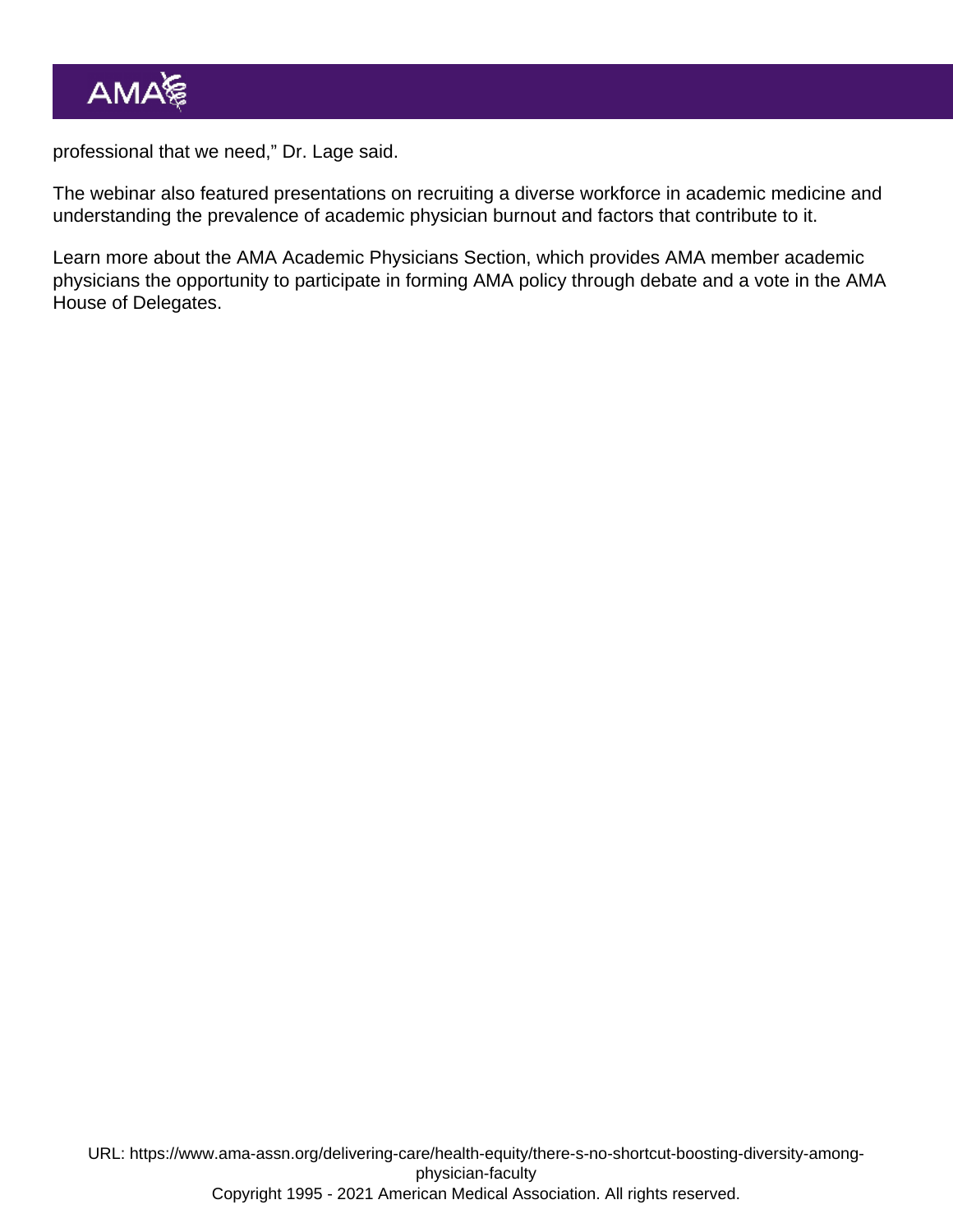professional that we need," Dr. Lage said.

The webinar also featured presentations on recruiting a diverse workforce in academic medicine and understanding the prevalence of academic physician burnout and factors that contribute to it.

Learn more about the AMA Academic Physicians Section, which provides AMA member academic physicians the opportunity to participate in forming AMA policy through debate and a vote in the AMA House of Delegates.